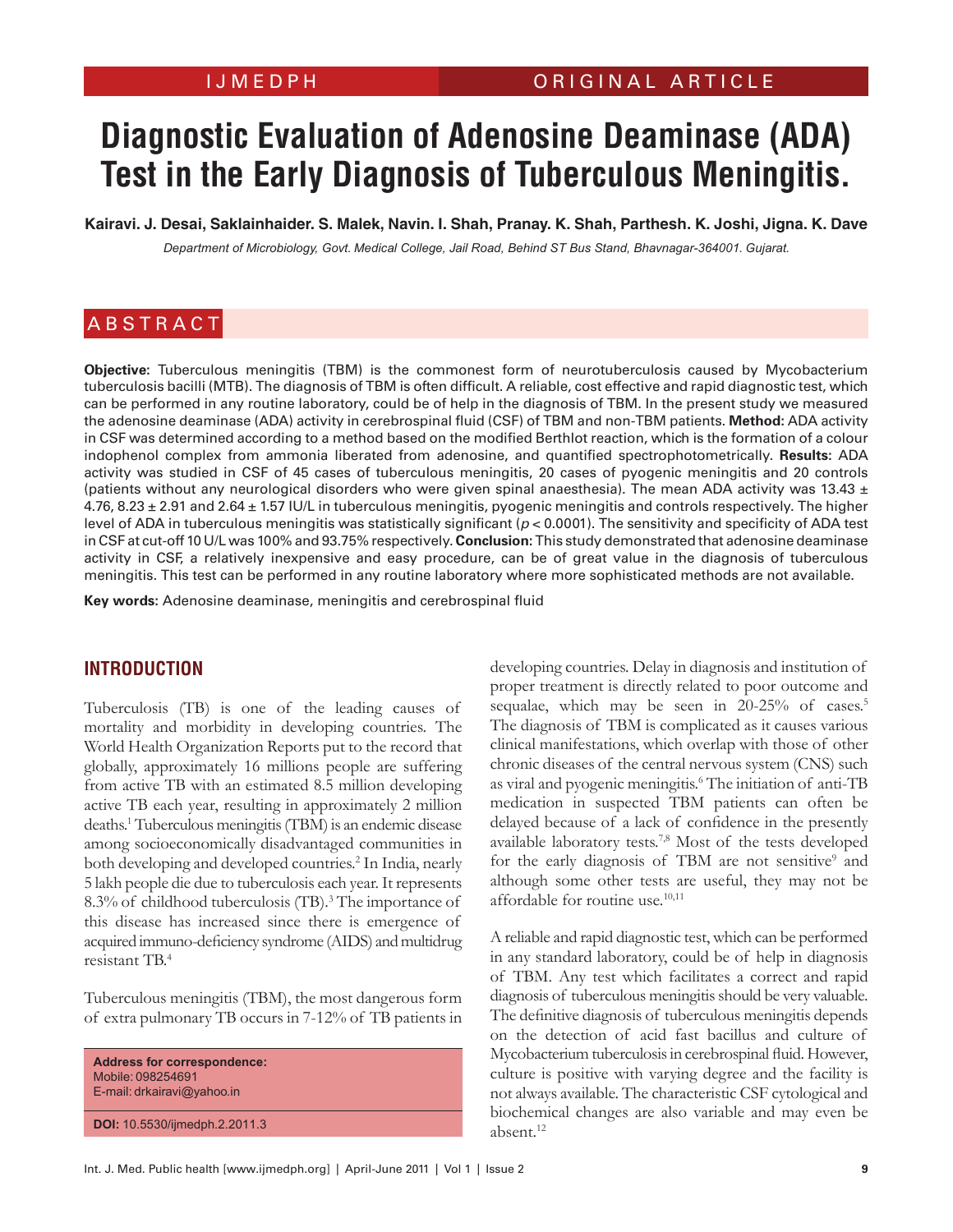IJMEDPH | ORIGINAL ARTICLE

# Diagnostic Evaluation of Adenosine Deaminase (ADA) Test in the Early Diagnosis of Tuberculous Meningitis.

**Kairavi. J. Desai, Saklainhaider. S. Malek, Navin. I. Shah, Pranay. K. Shah, Parthesh. K. Joshi, Jigna. K. Dave**

*Department of Microbiology, Govt. Medical College, Jail Road, Behind ST Bus Stand, Bhavnagar-364001. Gujarat.*

## ABSTRACT

**Objective:** Tuberculous meningitis (TBM) is the commonest form of neurotuberculosis caused by Mycobacterium tuberculosis bacilli (MTB). The diagnosis of TBM is often difficult. A reliable, cost effective and rapid diagnostic test, which can be performed in any routine laboratory, could be of help in the diagnosis of TBM. In the present study we measured the adenosine deaminase (ADA) activity in cerebrospinal fluid (CSF) of TBM and non-TBM patients. **Method:** ADA activity in CSF was determined according to a method based on the modified Berthlot reaction, which is the formation of a colour indophenol complex from ammonia liberated from adenosine, and quantified spectrophotometrically. **Results:** ADA activity was studied in CSF of 45 cases of tuberculous meningitis, 20 cases of pyogenic meningitis and 20 controls (patients without any neurological disorders who were given spinal anaesthesia). The mean ADA activity was 13.43 ± 4.76, 8.23 ± 2.91 and 2.64 ± 1.57 IU/L in tuberculous meningitis, pyogenic meningitis and controls respectively. The higher level of ADA in tuberculous meningitis was statistically significant ($p < 0.0001$). The sensitivity and specificity of ADA test in CSF at cut-off 10 U/L was 100% and 93.75% respectively. **Conclusion:** This study demonstrated that adenosine deaminase activity in CSF, a relatively inexpensive and easy procedure, can be of great value in the diagnosis of tuberculous meningitis. This test can be performed in any routine laboratory where more sophisticated methods are not available.

**Key words**: Adenosine deaminase, meningitis and cerebrospinal fluid

## INTRODUCTION

Tuberculosis (TB) is one of the leading causes of mortality and morbidity in developing countries. The World Health Organization Reports put to the record that globally, approximately 16 millions people are suffering from active TB with an estimated 8.5 million developing active TB each year, resulting in approximately 2 million deaths.[1] Tuberculous meningitis (TBM) is an endemic disease among socioeconomically disadvantaged communities in both developing and developed countries.[2] In India, nearly 5 lakh people die due to tuberculosis each year. It represents 8.3% of childhood tuberculosis (TB).[3] The importance of this disease has increased since there is emergence of acquired immuno-deficiency syndrome (AIDS) and multidrug resistant TB.[4]

Tuberculous meningitis (TBM), the most dangerous form of extra pulmonary TB occurs in 7-12% of TB patients in developing countries. Delay in diagnosis and institution of proper treatment is directly related to poor outcome and sequalae, which may be seen in 20-25% of cases.[5] The diagnosis of TBM is complicated as it causes various clinical manifestations, which overlap with those of other chronic diseases of the central nervous system (CNS) such as viral and pyogenic meningitis.[6] The initiation of anti-TB medication in suspected TBM patients can often be delayed because of a lack of confidence in the presently available laboratory tests.[7,8] Most of the tests developed for the early diagnosis of TBM are not sensitive[9] and although some other tests are useful, they may not be affordable for routine use.[10,11]

A reliable and rapid diagnostic test, which can be performed in any standard laboratory, could be of help in diagnosis of TBM. Any test which facilitates a correct and rapid diagnosis of tuberculous meningitis should be very valuable. The definitive diagnosis of tuberculous meningitis depends on the detection of acid fast bacillus and culture of Mycobacterium tuberculosis in cerebrospinal fluid. However, culture is positive with varying degree and the facility is not always available. The characteristic CSF cytological and biochemical changes are also variable and may even be absent.[12]

**Address for correspondence:**
Mobile: 098254691
E-mail: drkairavi@yahoo.in

**DOI:** 10.5530/ijmedph.2.2011.3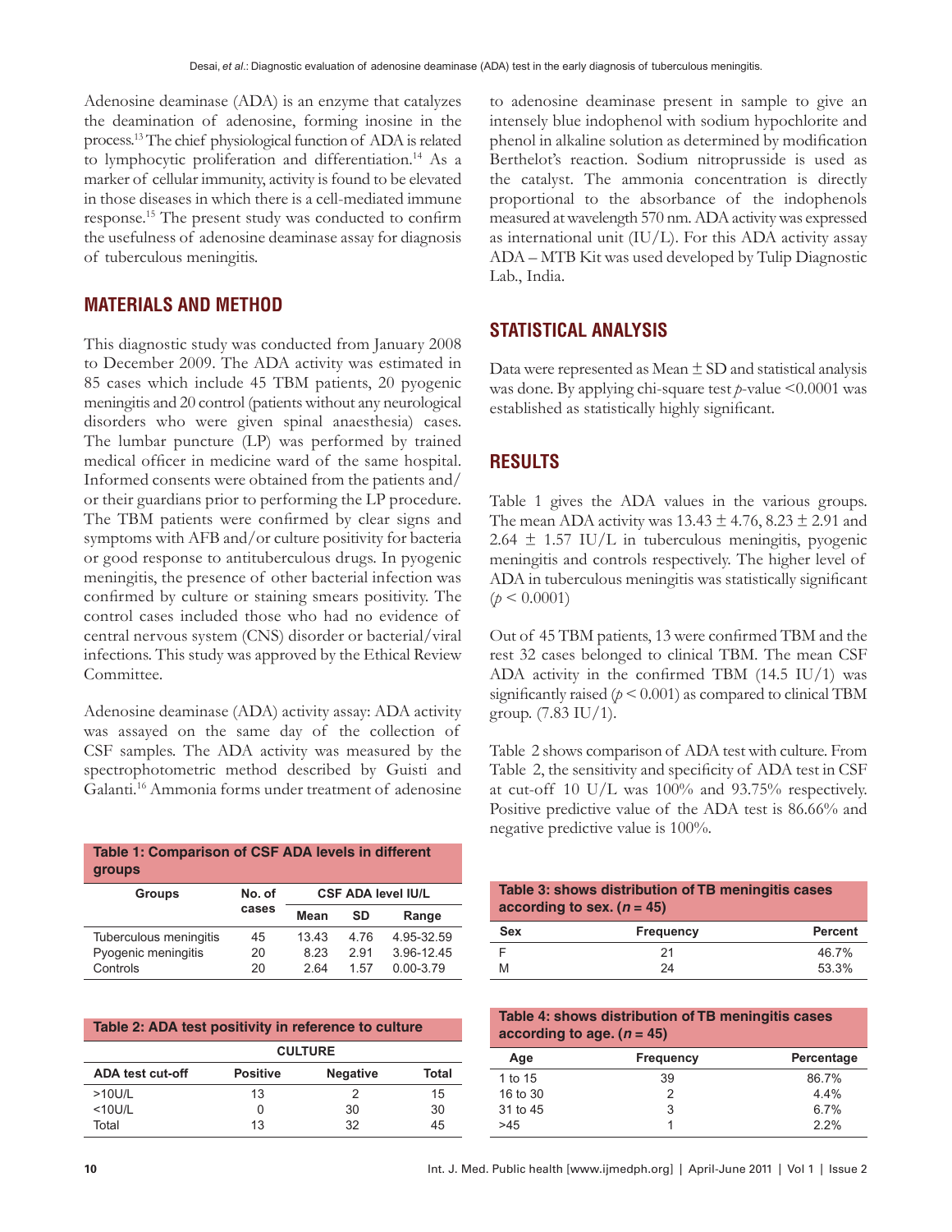Adenosine deaminase (ADA) is an enzyme that catalyzes the deamination of adenosine, forming inosine in the process.[13] The chief physiological function of ADA is related to lymphocytic proliferation and differentiation.[14] As a marker of cellular immunity, activity is found to be elevated in those diseases in which there is a cell-mediated immune response.[15] The present study was conducted to confirm the usefulness of adenosine deaminase assay for diagnosis of tuberculous meningitis.

## MATERIALS AND METHOD

This diagnostic study was conducted from January 2008 to December 2009. The ADA activity was estimated in 85 cases which include 45 TBM patients, 20 pyogenic meningitis and 20 control (patients without any neurological disorders who were given spinal anaesthesia) cases. The lumbar puncture (LP) was performed by trained medical officer in medicine ward of the same hospital. Informed consents were obtained from the patients and/or their guardians prior to performing the LP procedure. The TBM patients were confirmed by clear signs and symptoms with AFB and/or culture positivity for bacteria or good response to antituberculous drugs. In pyogenic meningitis, the presence of other bacterial infection was confirmed by culture or staining smears positivity. The control cases included those who had no evidence of central nervous system (CNS) disorder or bacterial/viral infections. This study was approved by the Ethical Review Committee.

Adenosine deaminase (ADA) activity assay: ADA activity was assayed on the same day of the collection of CSF samples. The ADA activity was measured by the spectrophotometric method described by Guisti and Galanti.[16] Ammonia forms under treatment of adenosine to adenosine deaminase present in sample to give an intensely blue indophenol with sodium hypochlorite and phenol in alkaline solution as determined by modification Berthelot's reaction. Sodium nitroprusside is used as the catalyst. The ammonia concentration is directly proportional to the absorbance of the indophenols measured at wavelength 570 nm. ADA activity was expressed as international unit (IU/L). For this ADA activity assay ADA – MTB Kit was used developed by Tulip Diagnostic Lab., India.

## STATISTICAL ANALYSIS

Data were represented as Mean ± SD and statistical analysis was done. By applying chi-square test $p$-value <0.0001 was established as statistically highly significant.

## RESULTS

Table 1 gives the ADA values in the various groups. The mean ADA activity was 13.43 ± 4.76, 8.23 ± 2.91 and 2.64 ± 1.57 IU/L in tuberculous meningitis, pyogenic meningitis and controls respectively. The higher level of ADA in tuberculous meningitis was statistically significant ($p < 0.0001$)

Out of 45 TBM patients, 13 were confirmed TBM and the rest 32 cases belonged to clinical TBM. The mean CSF ADA activity in the confirmed TBM (14.5 IU/1) was significantly raised ($p < 0.001$) as compared to clinical TBM group. (7.83 IU/1).

Table 2 shows comparison of ADA test with culture. From Table 2, the sensitivity and specificity of ADA test in CSF at cut-off 10 U/L was 100% and 93.75% respectively. Positive predictive value of the ADA test is 86.66% and negative predictive value is 100%.

**Table 1: Comparison of CSF ADA levels in different groups**

| Groups | No. of cases | CSF ADA level IU/L | | |
|---|---|---|---|---|
| | | Mean | SD | Range |
| Tuberculous meningitis | 45 | 13.43 | 4.76 | 4.95-32.59 |
| Pyogenic meningitis | 20 | 8.23 | 2.91 | 3.96-12.45 |
| Controls | 20 | 2.64 | 1.57 | 0.00-3.79 |

**Table 2: ADA test positivity in reference to culture**

| | CULTURE | | |
|---|---|---|---|
| ADA test cut-off | Positive | Negative | Total |
| >10U/L | 13 | 2 | 15 |
| <10U/L | 0 | 30 | 30 |
| Total | 13 | 32 | 45 |

**Table 3: shows distribution of TB meningitis cases according to sex. ($n$ = 45)**

| Sex | Frequency | Percent |
|---|---|---|
| F | 21 | 46.7% |
| M | 24 | 53.3% |

**Table 4: shows distribution of TB meningitis cases according to age. ($n$ = 45)**

| Age | Frequency | Percentage |
|---|---|---|
| 1 to 15 | 39 | 86.7% |
| 16 to 30 | 2 | 4.4% |
| 31 to 45 | 3 | 6.7% |
| >45 | 1 | 2.2% |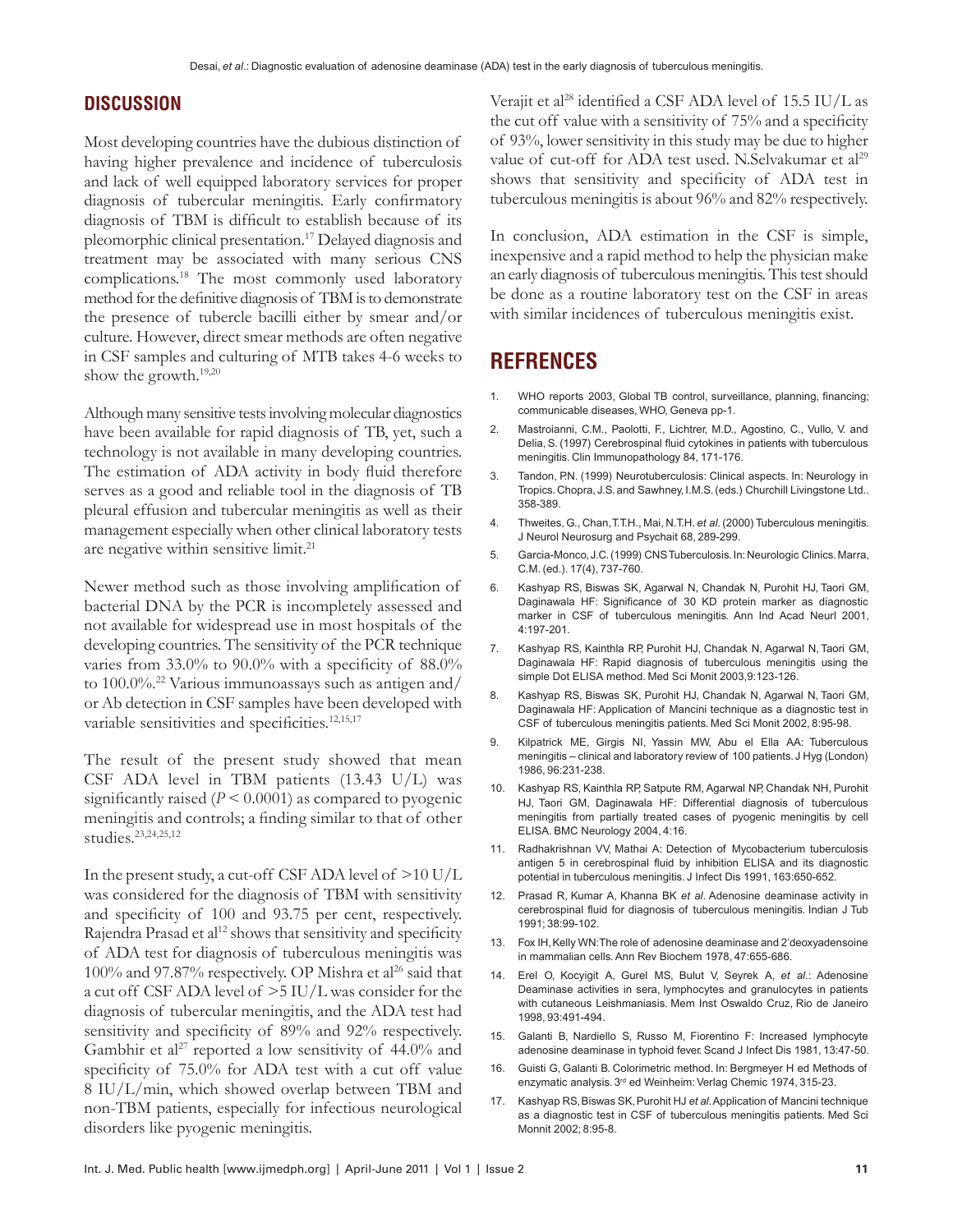## DISCUSSION

Most developing countries have the dubious distinction of having higher prevalence and incidence of tuberculosis and lack of well equipped laboratory services for proper diagnosis of tubercular meningitis. Early confirmatory diagnosis of TBM is difficult to establish because of its pleomorphic clinical presentation.[17] Delayed diagnosis and treatment may be associated with many serious CNS complications.[18] The most commonly used laboratory method for the definitive diagnosis of TBM is to demonstrate the presence of tubercle bacilli either by smear and/or culture. However, direct smear methods are often negative in CSF samples and culturing of MTB takes 4-6 weeks to show the growth.[19,20]

Although many sensitive tests involving molecular diagnostics have been available for rapid diagnosis of TB, yet, such a technology is not available in many developing countries. The estimation of ADA activity in body fluid therefore serves as a good and reliable tool in the diagnosis of TB pleural effusion and tubercular meningitis as well as their management especially when other clinical laboratory tests are negative within sensitive limit.[21]

Newer method such as those involving amplification of bacterial DNA by the PCR is incompletely assessed and not available for widespread use in most hospitals of the developing countries. The sensitivity of the PCR technique varies from 33.0% to 90.0% with a specificity of 88.0% to 100.0%.[22] Various immunoassays such as antigen and/or Ab detection in CSF samples have been developed with variable sensitivities and specificities.[12,15,17]

The result of the present study showed that mean CSF ADA level in TBM patients (13.43 U/L) was significantly raised ($P < 0.0001$) as compared to pyogenic meningitis and controls; a finding similar to that of other studies.[23,24,25,12]

In the present study, a cut-off CSF ADA level of >10 U/L was considered for the diagnosis of TBM with sensitivity and specificity of 100 and 93.75 per cent, respectively. Rajendra Prasad et al[12] shows that sensitivity and specificity of ADA test for diagnosis of tuberculous meningitis was 100% and 97.87% respectively. OP Mishra et al[26] said that a cut off CSF ADA level of >5 IU/L was consider for the diagnosis of tubercular meningitis, and the ADA test had sensitivity and specificity of 89% and 92% respectively. Gambhir et al[27] reported a low sensitivity of 44.0% and specificity of 75.0% for ADA test with a cut off value 8 IU/L/min, which showed overlap between TBM and non-TBM patients, especially for infectious neurological disorders like pyogenic meningitis.

Verajit et al[28] identified a CSF ADA level of 15.5 IU/L as the cut off value with a sensitivity of 75% and a specificity of 93%, lower sensitivity in this study may be due to higher value of cut-off for ADA test used. N.Selvakumar et al[29] shows that sensitivity and specificity of ADA test in tuberculous meningitis is about 96% and 82% respectively.

In conclusion, ADA estimation in the CSF is simple, inexpensive and a rapid method to help the physician make an early diagnosis of tuberculous meningitis. This test should be done as a routine laboratory test on the CSF in areas with similar incidences of tuberculous meningitis exist.

## REFRENCES

1. WHO reports 2003, Global TB control, surveillance, planning, financing; communicable diseases, WHO, Geneva pp-1.
2. Mastroianni, C.M., Paolotti, F., Lichtrer, M.D., Agostino, C., Vullo, V. and Delia, S. (1997) Cerebrospinal fluid cytokines in patients with tuberculous meningitis. Clin Immunopathology 84, 171-176.
3. Tandon, PN. (1999) Neurotuberculosis: Clinical aspects. In: Neurology in Tropics. Chopra, J.S. and Sawhney, I.M.S. (eds.) Churchill Livingstone Ltd.. 358-389.
4. Thweites, G., Chan, T.T.H., Mai, N.T.H. *et al*. (2000) Tuberculous meningitis. J Neurol Neurosurg and Psychait 68, 289-299.
5. Garcia-Monco, J.C. (1999) CNS Tuberculosis. In: Neurologic Clinics. Marra, C.M. (ed.). 17(4), 737-760.
6. Kashyap RS, Biswas SK, Agarwal N, Chandak N, Purohit HJ, Taori GM, Daginawala HF: Significance of 30 KD protein marker as diagnostic marker in CSF of tuberculous meningitis. Ann Ind Acad Neurl 2001, 4:197-201.
7. Kashyap RS, Kainthla RP, Purohit HJ, Chandak N, Agarwal N, Taori GM, Daginawala HF: Rapid diagnosis of tuberculous meningitis using the simple Dot ELISA method. Med Sci Monit 2003,9:123-126.
8. Kashyap RS, Biswas SK, Purohit HJ, Chandak N, Agarwal N, Taori GM, Daginawala HF: Application of Mancini technique as a diagnostic test in CSF of tuberculous meningitis patients. Med Sci Monit 2002, 8:95-98.
9. Kilpatrick ME, Girgis NI, Yassin MW, Abu el Ella AA: Tuberculous meningitis – clinical and laboratory review of 100 patients. J Hyg (London) 1986, 96:231-238.
10. Kashyap RS, Kainthla RP, Satpute RM, Agarwal NP, Chandak NH, Purohit HJ, Taori GM, Daginawala HF: Differential diagnosis of tuberculous meningitis from partially treated cases of pyogenic meningitis by cell ELISA. BMC Neurology 2004, 4:16.
11. Radhakrishnan VV, Mathai A: Detection of Mycobacterium tuberculosis antigen 5 in cerebrospinal fluid by inhibition ELISA and its diagnostic potential in tuberculous meningitis. J Infect Dis 1991, 163:650-652.
12. Prasad R, Kumar A, Khanna BK *et al*. Adenosine deaminase activity in cerebrospinal fluid for diagnosis of tuberculous meningitis. Indian J Tub 1991; 38:99-102.
13. Fox IH, Kelly WN: The role of adenosine deaminase and 2'deoxyadensoine in mammalian cells. Ann Rev Biochem 1978, 47:655-686.
14. Erel O, Kocyigit A, Gurel MS, Bulut V, Seyrek A, *et al*.: Adenosine Deaminase activities in sera, lymphocytes and granulocytes in patients with cutaneous Leishmaniasis. Mem Inst Oswaldo Cruz, Rio de Janeiro 1998, 93:491-494.
15. Galanti B, Nardiello S, Russo M, Fiorentino F: Increased lymphocyte adenosine deaminase in typhoid fever. Scand J Infect Dis 1981, 13:47-50.
16. Guisti G, Galanti B. Colorimetric method. In: Bergmeyer H ed Methods of enzymatic analysis. 3rd ed Weinheim: Verlag Chemic 1974, 315-23.
17. Kashyap RS, Biswas SK, Purohit HJ *et al*. Application of Mancini technique as a diagnostic test in CSF of tuberculous meningitis patients. Med Sci Monnit 2002; 8:95-8.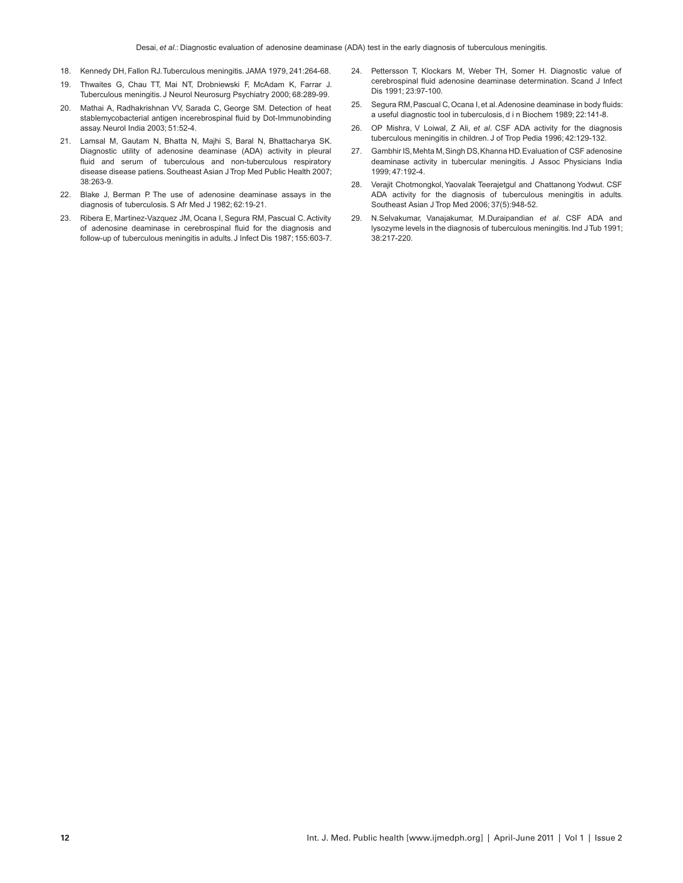18. Kennedy DH, Fallon RJ. Tuberculous meningitis. JAMA 1979, 241:264-68.
19. Thwaites G, Chau TT, Mai NT, Drobniewski F, McAdam K, Farrar J. Tuberculous meningitis. J Neurol Neurosurg Psychiatry 2000; 68:289-99.
20. Mathai A, Radhakrishnan VV, Sarada C, George SM. Detection of heat stablemycobacterial antigen incerebrospinal fluid by Dot-Immunobinding assay. Neurol India 2003; 51:52-4.
21. Lamsal M, Gautam N, Bhatta N, Majhi S, Baral N, Bhattacharya SK. Diagnostic utility of adenosine deaminase (ADA) activity in pleural fluid and serum of tuberculous and non-tuberculous respiratory disease disease patiens. Southeast Asian J Trop Med Public Health 2007; 38:263-9.
22. Blake J, Berman P. The use of adenosine deaminase assays in the diagnosis of tuberculosis. S Afr Med J 1982; 62:19-21.
23. Ribera E, Martinez-Vazquez JM, Ocana I, Segura RM, Pascual C. Activity of adenosine deaminase in cerebrospinal fluid for the diagnosis and follow-up of tuberculous meningitis in adults. J Infect Dis 1987; 155:603-7.
24. Pettersson T, Klockars M, Weber TH, Somer H. Diagnostic value of cerebrospinal fluid adenosine deaminase determination. Scand J Infect Dis 1991; 23:97-100.
25. Segura RM, Pascual C, Ocana I, et al. Adenosine deaminase in body fluids: a useful diagnostic tool in tuberculosis, d i n Biochem 1989; 22:141-8.
26. OP Mishra, V Loiwal, Z Ali, *et al*. CSF ADA activity for the diagnosis tuberculous meningitis in children. J of Trop Pedia 1996; 42:129-132.
27. Gambhir IS, Mehta M, Singh DS, Khanna HD. Evaluation of CSF adenosine deaminase activity in tubercular meningitis. J Assoc Physicians India 1999; 47:192-4.
28. Verajit Chotmongkol, Yaovalak Teerajetgul and Chattanong Yodwut. CSF ADA activity for the diagnosis of tuberculous meningitis in adults. Southeast Asian J Trop Med 2006; 37(5):948-52.
29. N.Selvakumar, Vanajakumar, M.Duraipandian *et al*. CSF ADA and lysozyme levels in the diagnosis of tuberculous meningitis. Ind J Tub 1991; 38:217-220.